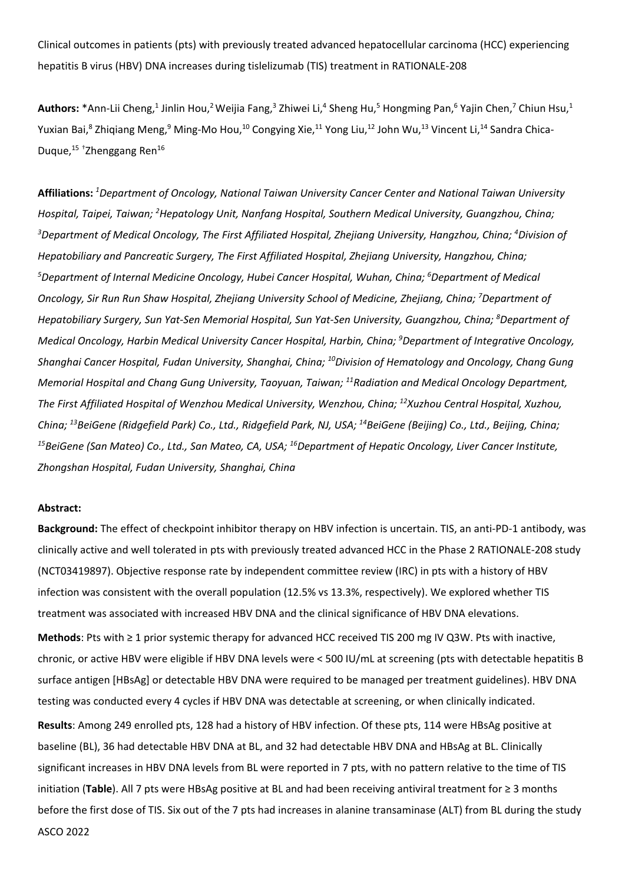Clinical outcomes in patients (pts) with previously treated advanced hepatocellular carcinoma (HCC) experiencing hepatitis B virus (HBV) DNA increases during tislelizumab (TIS) treatment in RATIONALE-208

**Authors:** *Ann-Lii Cheng,[1] Jinlin Hou,[2] Weijia Fang,[3] Zhiwei Li,[4] Sheng Hu,[5] Hongming Pan,[6] Yajin Chen,[7] Chiun Hsu,[1] Yuxian Bai,[8] Zhiqiang Meng,[9] Ming-Mo Hou,[10] Congying Xie,[11] Yong Liu,[12] John Wu,[13] Vincent Li,[14] Sandra Chica-Duque,[15] †Zhenggang Ren[16]

**Affiliations:** *[1]Department of Oncology, National Taiwan University Cancer Center and National Taiwan University Hospital, Taipei, Taiwan; [2]Hepatology Unit, Nanfang Hospital, Southern Medical University, Guangzhou, China; [3]Department of Medical Oncology, The First Affiliated Hospital, Zhejiang University, Hangzhou, China; [4]Division of Hepatobiliary and Pancreatic Surgery, The First Affiliated Hospital, Zhejiang University, Hangzhou, China; [5]Department of Internal Medicine Oncology, Hubei Cancer Hospital, Wuhan, China; [6]Department of Medical Oncology, Sir Run Run Shaw Hospital, Zhejiang University School of Medicine, Zhejiang, China; [7]Department of Hepatobiliary Surgery, Sun Yat-Sen Memorial Hospital, Sun Yat-Sen University, Guangzhou, China; [8]Department of Medical Oncology, Harbin Medical University Cancer Hospital, Harbin, China; [9]Department of Integrative Oncology, Shanghai Cancer Hospital, Fudan University, Shanghai, China; [10]Division of Hematology and Oncology, Chang Gung Memorial Hospital and Chang Gung University, Taoyuan, Taiwan; [11]Radiation and Medical Oncology Department, The First Affiliated Hospital of Wenzhou Medical University, Wenzhou, China; [12]Xuzhou Central Hospital, Xuzhou, China; [13]BeiGene (Ridgefield Park) Co., Ltd., Ridgefield Park, NJ, USA; [14]BeiGene (Beijing) Co., Ltd., Beijing, China; [15]BeiGene (San Mateo) Co., Ltd., San Mateo, CA, USA; [16]Department of Hepatic Oncology, Liver Cancer Institute, Zhongshan Hospital, Fudan University, Shanghai, China*

**Abstract:**

**Background:** The effect of checkpoint inhibitor therapy on HBV infection is uncertain. TIS, an anti-PD-1 antibody, was clinically active and well tolerated in pts with previously treated advanced HCC in the Phase 2 RATIONALE-208 study (NCT03419897). Objective response rate by independent committee review (IRC) in pts with a history of HBV infection was consistent with the overall population (12.5% vs 13.3%, respectively). We explored whether TIS treatment was associated with increased HBV DNA and the clinical significance of HBV DNA elevations.

**Methods**: Pts with ≥ 1 prior systemic therapy for advanced HCC received TIS 200 mg IV Q3W. Pts with inactive, chronic, or active HBV were eligible if HBV DNA levels were < 500 IU/mL at screening (pts with detectable hepatitis B surface antigen [HBsAg] or detectable HBV DNA were required to be managed per treatment guidelines). HBV DNA testing was conducted every 4 cycles if HBV DNA was detectable at screening, or when clinically indicated.

**Results**: Among 249 enrolled pts, 128 had a history of HBV infection. Of these pts, 114 were HBsAg positive at baseline (BL), 36 had detectable HBV DNA at BL, and 32 had detectable HBV DNA and HBsAg at BL. Clinically significant increases in HBV DNA levels from BL were reported in 7 pts, with no pattern relative to the time of TIS initiation (**Table**). All 7 pts were HBsAg positive at BL and had been receiving antiviral treatment for ≥ 3 months before the first dose of TIS. Six out of the 7 pts had increases in alanine transaminase (ALT) from BL during the study

ASCO 2022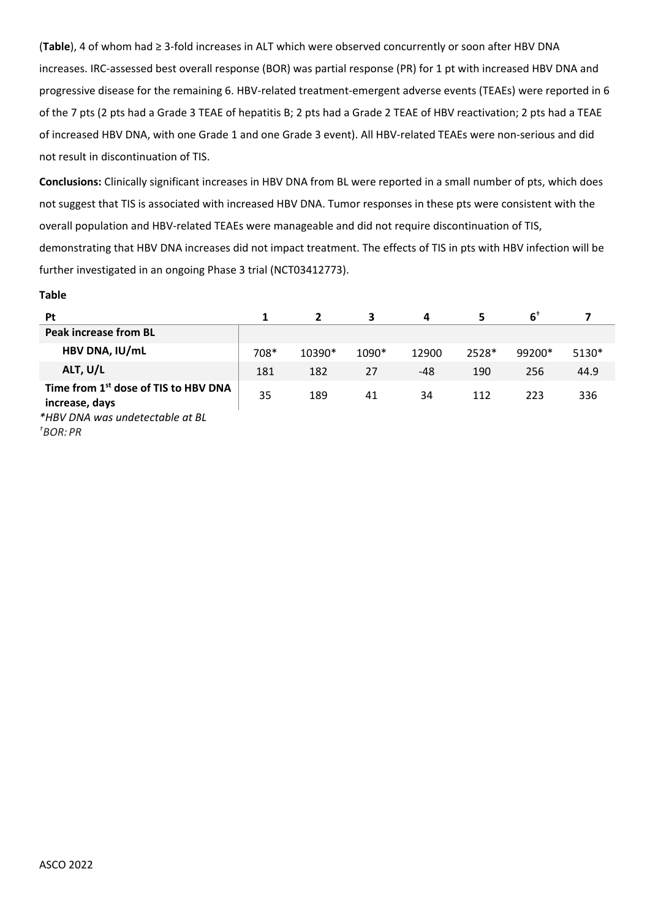(**Table**), 4 of whom had ≥ 3-fold increases in ALT which were observed concurrently or soon after HBV DNA increases. IRC-assessed best overall response (BOR) was partial response (PR) for 1 pt with increased HBV DNA and progressive disease for the remaining 6. HBV-related treatment-emergent adverse events (TEAEs) were reported in 6 of the 7 pts (2 pts had a Grade 3 TEAE of hepatitis B; 2 pts had a Grade 2 TEAE of HBV reactivation; 2 pts had a TEAE of increased HBV DNA, with one Grade 1 and one Grade 3 event). All HBV-related TEAEs were non-serious and did not result in discontinuation of TIS.

**Conclusions:** Clinically significant increases in HBV DNA from BL were reported in a small number of pts, which does not suggest that TIS is associated with increased HBV DNA. Tumor responses in these pts were consistent with the overall population and HBV-related TEAEs were manageable and did not require discontinuation of TIS, demonstrating that HBV DNA increases did not impact treatment. The effects of TIS in pts with HBV infection will be further investigated in an ongoing Phase 3 trial (NCT03412773).

**Table**

| Pt | 1 | 2 | 3 | 4 | 5 | 6† | 7 |
|---|---|---|---|---|---|---|---|
| **Peak increase from BL** | | | | | | | |
| **HBV DNA, IU/mL** | 708* | 10390* | 1090* | 12900 | 2528* | 99200* | 5130* |
| **ALT, U/L** | 181 | 182 | 27 | -48 | 190 | 256 | 44.9 |
| **Time from 1st dose of TIS to HBV DNA increase, days** | 35 | 189 | 41 | 34 | 112 | 223 | 336 |

*\*HBV DNA was undetectable at BL*
*†BOR: PR*